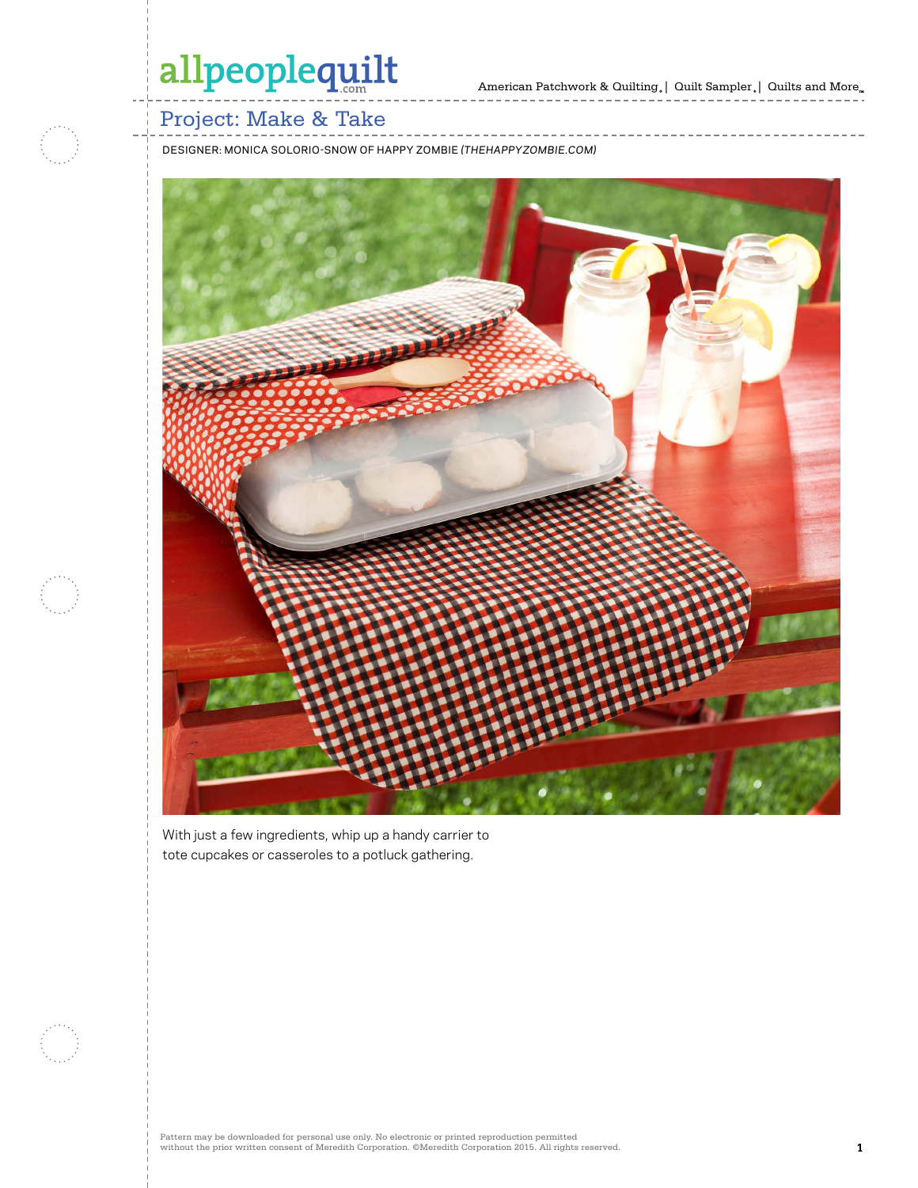# Project: Make & Take

DESIGNER: MONICA SOLORIO-SNOW OF HAPPY ZOMBIE (*THEHAPPYZOMBIE.COM*)

With just a few ingredients, whip up a handy carrier to tote cupcakes or casseroles to a potluck gathering.

Pattern may be downloaded for personal use only. No electronic or printed reproduction permitted without the prior written consent of Meredith Corporation. ©Meredith Corporation 2015. All rights reserved.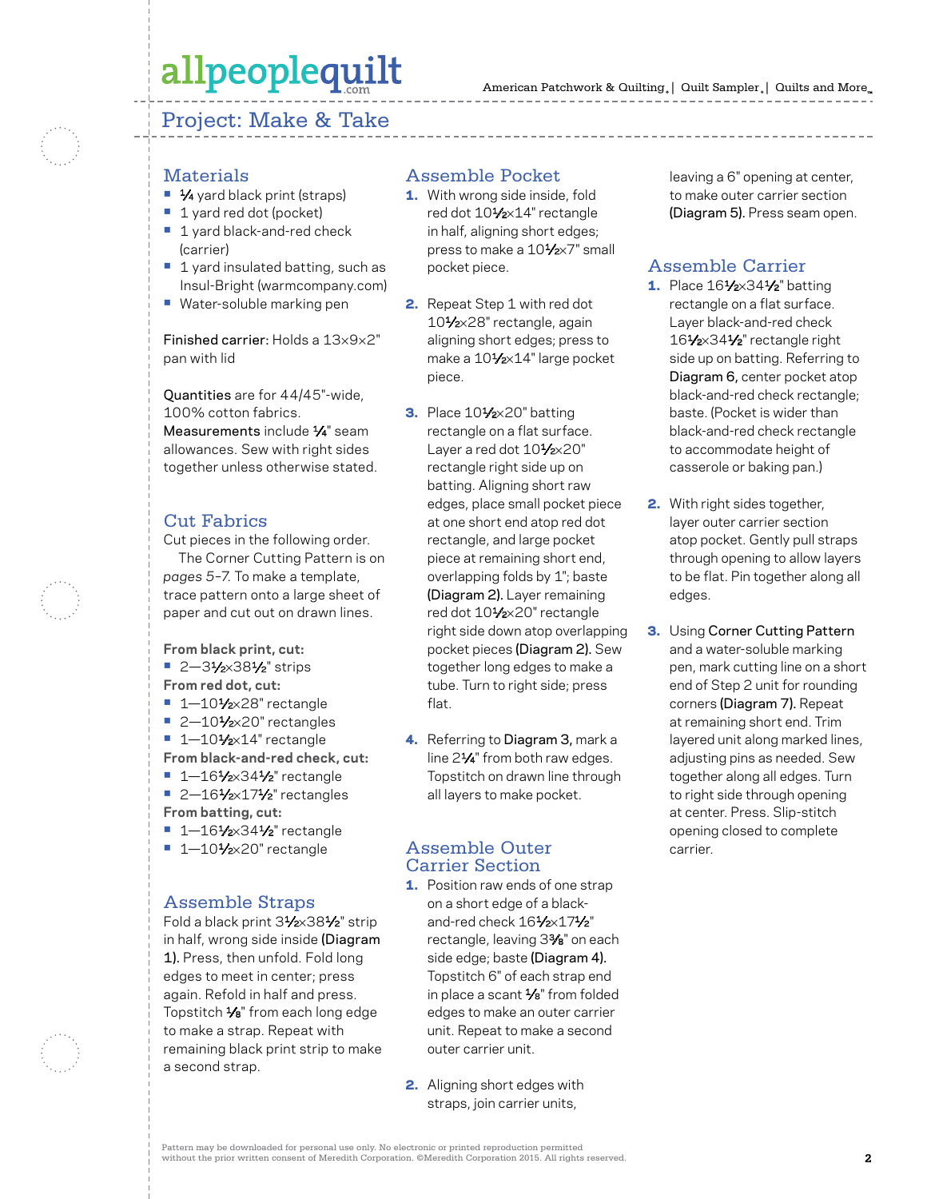## Project: Make & Take

### Materials

- ¼ yard black print (straps)
- 1 yard red dot (pocket)
- 1 yard black-and-red check (carrier)
- 1 yard insulated batting, such as Insul-Bright (warmcompany.com)
- Water-soluble marking pen

**Finished carrier:** Holds a 13×9×2" pan with lid

**Quantities** are for 44/45"-wide, 100% cotton fabrics.
**Measurements** include ¼" seam allowances. Sew with right sides together unless otherwise stated.

### Cut Fabrics

Cut pieces in the following order.

The Corner Cutting Pattern is on *pages 5–7.* To make a template, trace pattern onto a large sheet of paper and cut out on drawn lines.

**From black print, cut:**
- 2—3½×38½" strips

**From red dot, cut:**
- 1—10½×28" rectangle
- 2—10½×20" rectangles
- 1—10½×14" rectangle

**From black-and-red check, cut:**
- 1—16½×34½" rectangle
- 2—16½×17½" rectangles

**From batting, cut:**
- 1—16½×34½" rectangle
- 1—10½×20" rectangle

### Assemble Straps

Fold a black print 3½×38½" strip in half, wrong side inside **(Diagram 1).** Press, then unfold. Fold long edges to meet in center; press again. Refold in half and press. Topstitch ⅛" from each long edge to make a strap. Repeat with remaining black print strip to make a second strap.

### Assemble Pocket

1. With wrong side inside, fold red dot 10½×14" rectangle in half, aligning short edges; press to make a 10½×7" small pocket piece.
2. Repeat Step 1 with red dot 10½×28" rectangle, again aligning short edges; press to make a 10½×14" large pocket piece.
3. Place 10½×20" batting rectangle on a flat surface. Layer a red dot 10½×20" rectangle right side up on batting. Aligning short raw edges, place small pocket piece at one short end atop red dot rectangle, and large pocket piece at remaining short end, overlapping folds by 1"; baste **(Diagram 2).** Layer remaining red dot 10½×20" rectangle right side down atop overlapping pocket pieces **(Diagram 2).** Sew together long edges to make a tube. Turn to right side; press flat.
4. Referring to **Diagram 3,** mark a line 2¼" from both raw edges. Topstitch on drawn line through all layers to make pocket.

### Assemble Outer Carrier Section

1. Position raw ends of one strap on a short edge of a black-and-red check 16½×17½" rectangle, leaving 3⅜" on each side edge; baste **(Diagram 4).** Topstitch 6" of each strap end in place a scant ⅛" from folded edges to make an outer carrier unit. Repeat to make a second outer carrier unit.
2. Aligning short edges with straps, join carrier units, leaving a 6" opening at center, to make outer carrier section **(Diagram 5).** Press seam open.

### Assemble Carrier

1. Place 16½×34½" batting rectangle on a flat surface. Layer black-and-red check 16½×34½" rectangle right side up on batting. Referring to **Diagram 6,** center pocket atop black-and-red check rectangle; baste. (Pocket is wider than black-and-red check rectangle to accommodate height of casserole or baking pan.)
2. With right sides together, layer outer carrier section atop pocket. Gently pull straps through opening to allow layers to be flat. Pin together along all edges.
3. Using **Corner Cutting Pattern** and a water-soluble marking pen, mark cutting line on a short end of Step 2 unit for rounding corners **(Diagram 7).** Repeat at remaining short end. Trim layered unit along marked lines, adjusting pins as needed. Sew together along all edges. Turn to right side through opening at center. Press. Slip-stitch opening closed to complete carrier.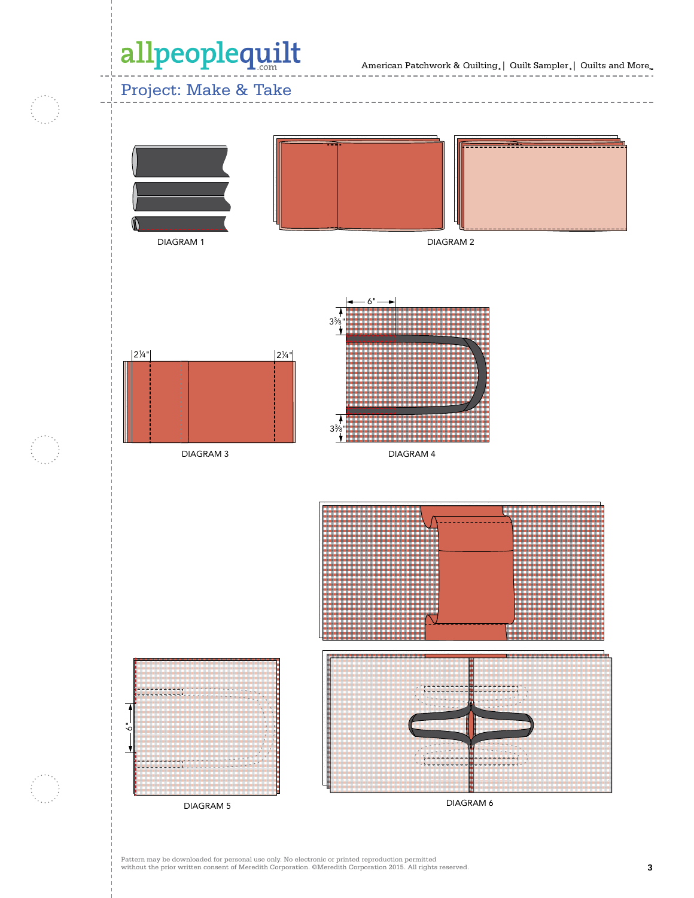## Project: Make & Take

2¼" 2¼"

6" 3⅜" 3⅜"

DIAGRAM 1

DIAGRAM 2

DIAGRAM 3

DIAGRAM 4

6"

DIAGRAM 5

DIAGRAM 6

Pattern may be downloaded for personal use only. No electronic or printed reproduction permitted without the prior written consent of Meredith Corporation. ©Meredith Corporation 2015. All rights reserved.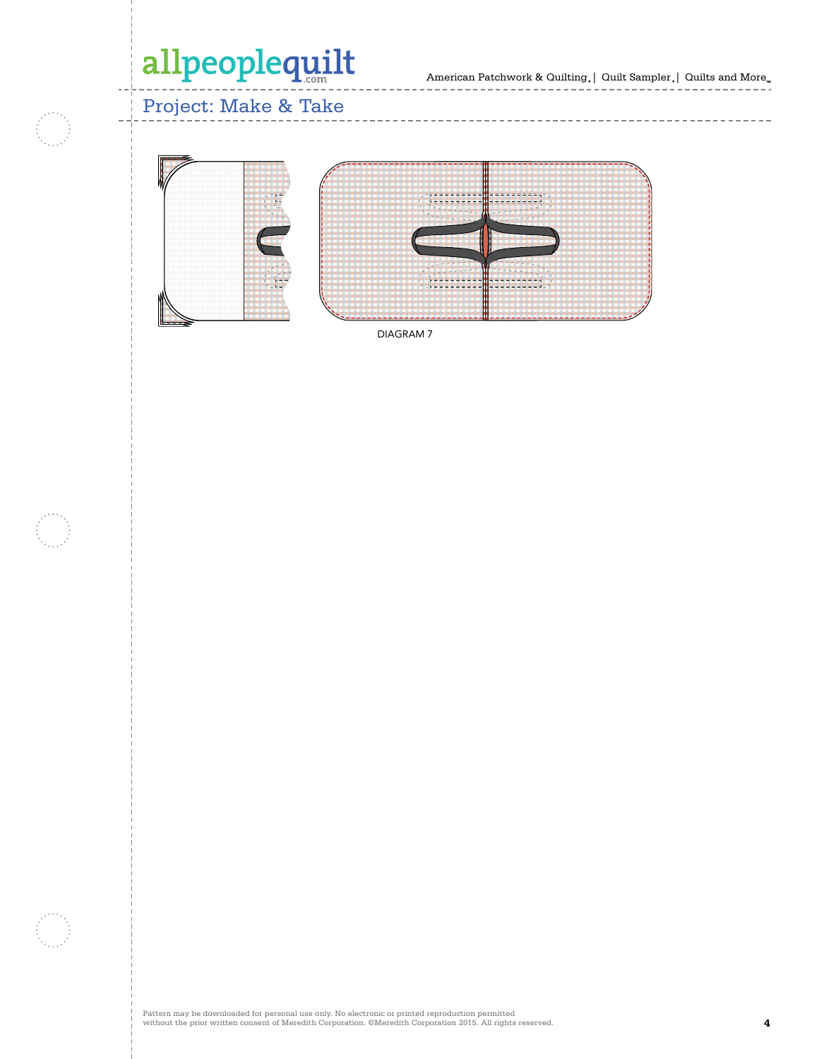DIAGRAM 7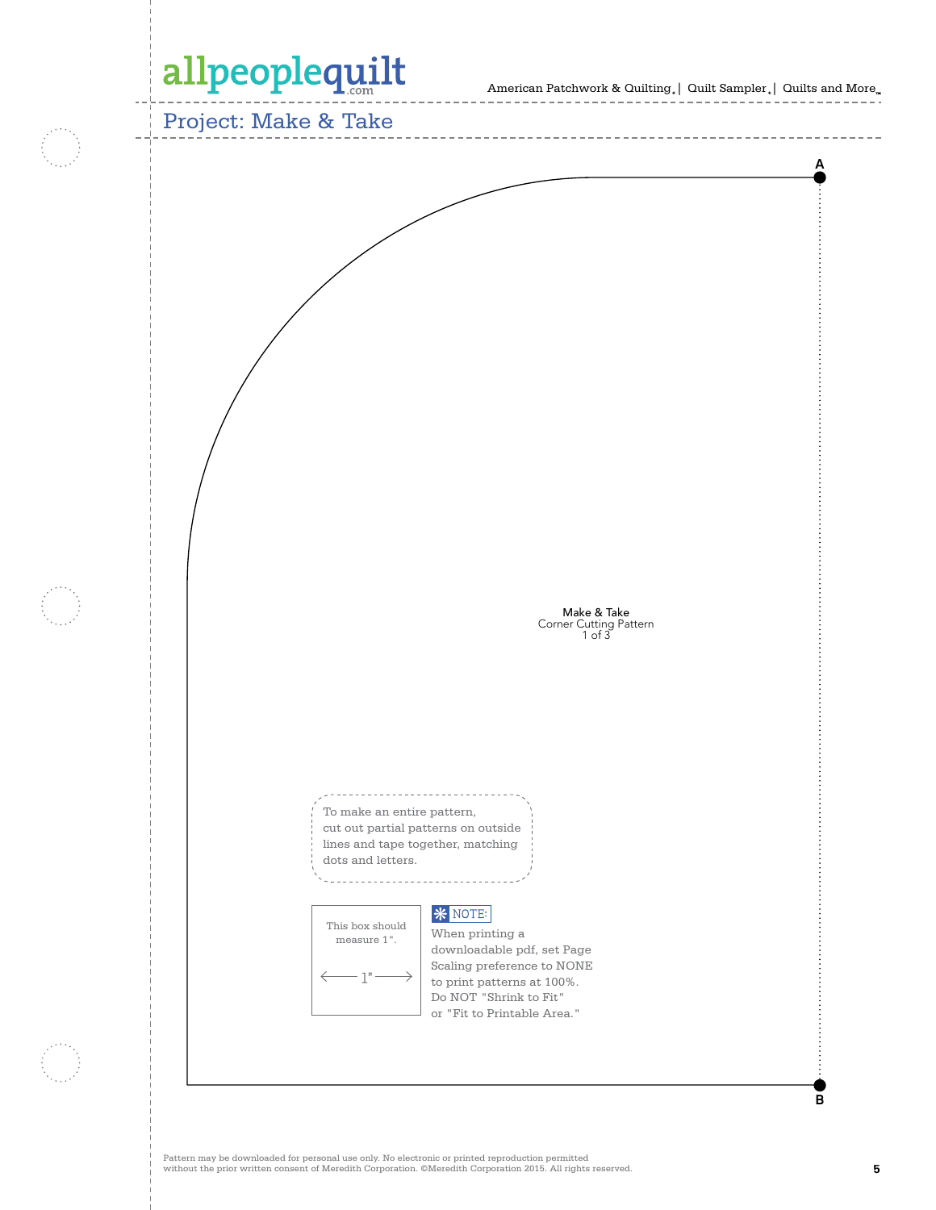## Project: Make & Take

A

Make & Take
Corner Cutting Pattern
1 of 3

To make an entire pattern, cut out partial patterns on outside lines and tape together, matching dots and letters.

This box should measure 1".

← 1" →

**NOTE:**
When printing a downloadable pdf, set Page Scaling preference to NONE to print patterns at 100%. Do NOT "Shrink to Fit" or "Fit to Printable Area."

B

Pattern may be downloaded for personal use only. No electronic or printed reproduction permitted without the prior written consent of Meredith Corporation. ©Meredith Corporation 2015. All rights reserved.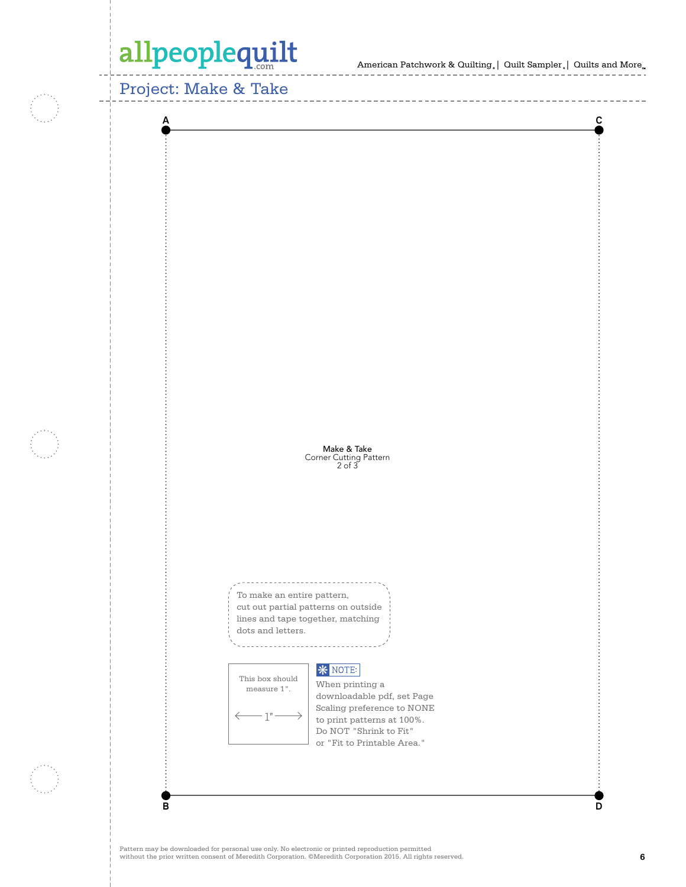## Project: Make & Take

A C

Make & Take
Corner Cutting Pattern
2 of 3

To make an entire pattern, cut out partial patterns on outside lines and tape together, matching dots and letters.

This box should measure 1".

1"

**NOTE:** When printing a downloadable pdf, set Page Scaling preference to NONE to print patterns at 100%. Do NOT "Shrink to Fit" or "Fit to Printable Area."

B D

Pattern may be downloaded for personal use only. No electronic or printed reproduction permitted without the prior written consent of Meredith Corporation. ©Meredith Corporation 2015. All rights reserved.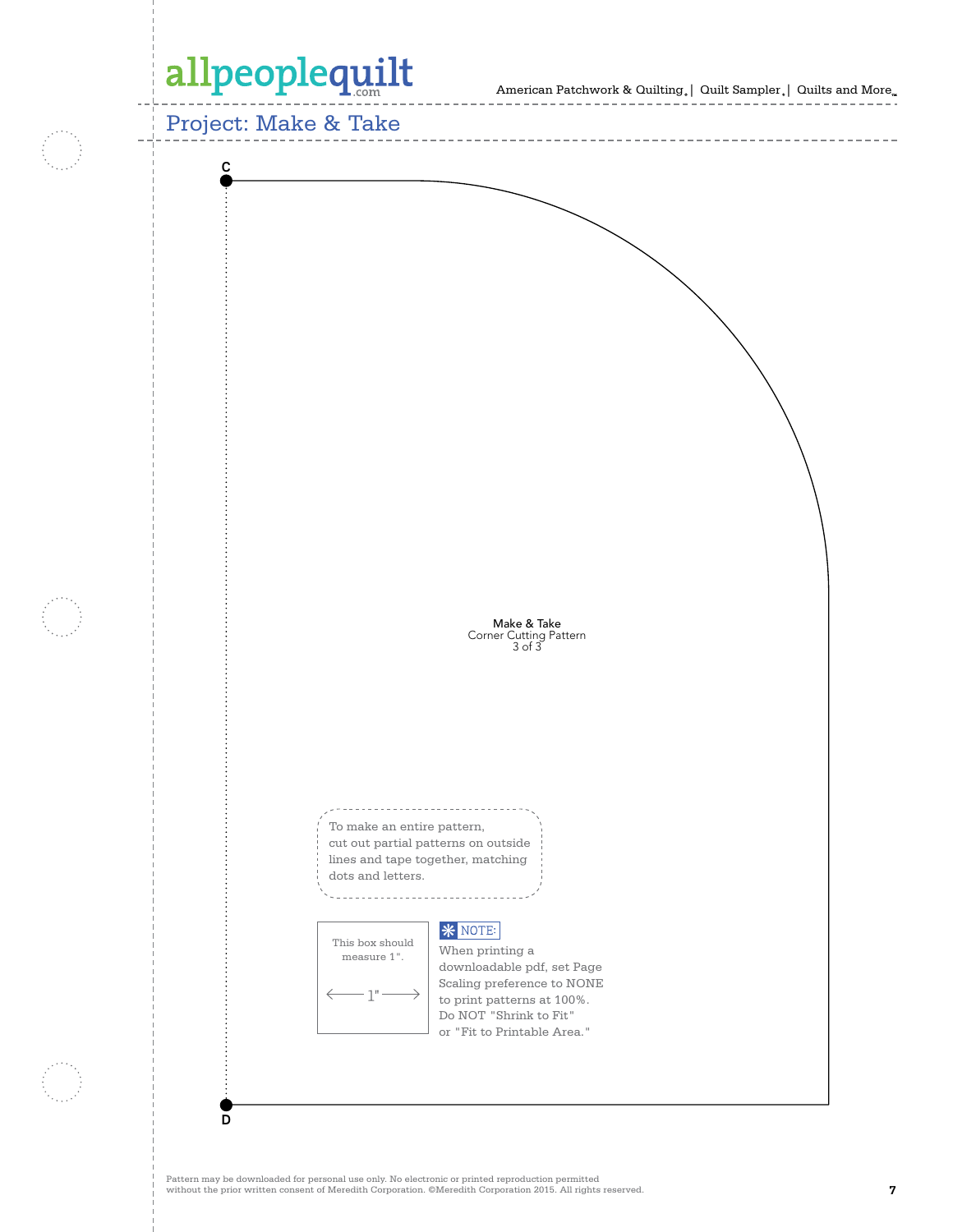## Project: Make & Take

C

Make & Take
Corner Cutting Pattern
3 of 3

To make an entire pattern, cut out partial patterns on outside lines and tape together, matching dots and letters.

This box should measure 1".

1"

NOTE:
When printing a downloadable pdf, set Page Scaling preference to NONE to print patterns at 100%. Do NOT "Shrink to Fit" or "Fit to Printable Area."

D

Pattern may be downloaded for personal use only. No electronic or printed reproduction permitted without the prior written consent of Meredith Corporation. ©Meredith Corporation 2015. All rights reserved.